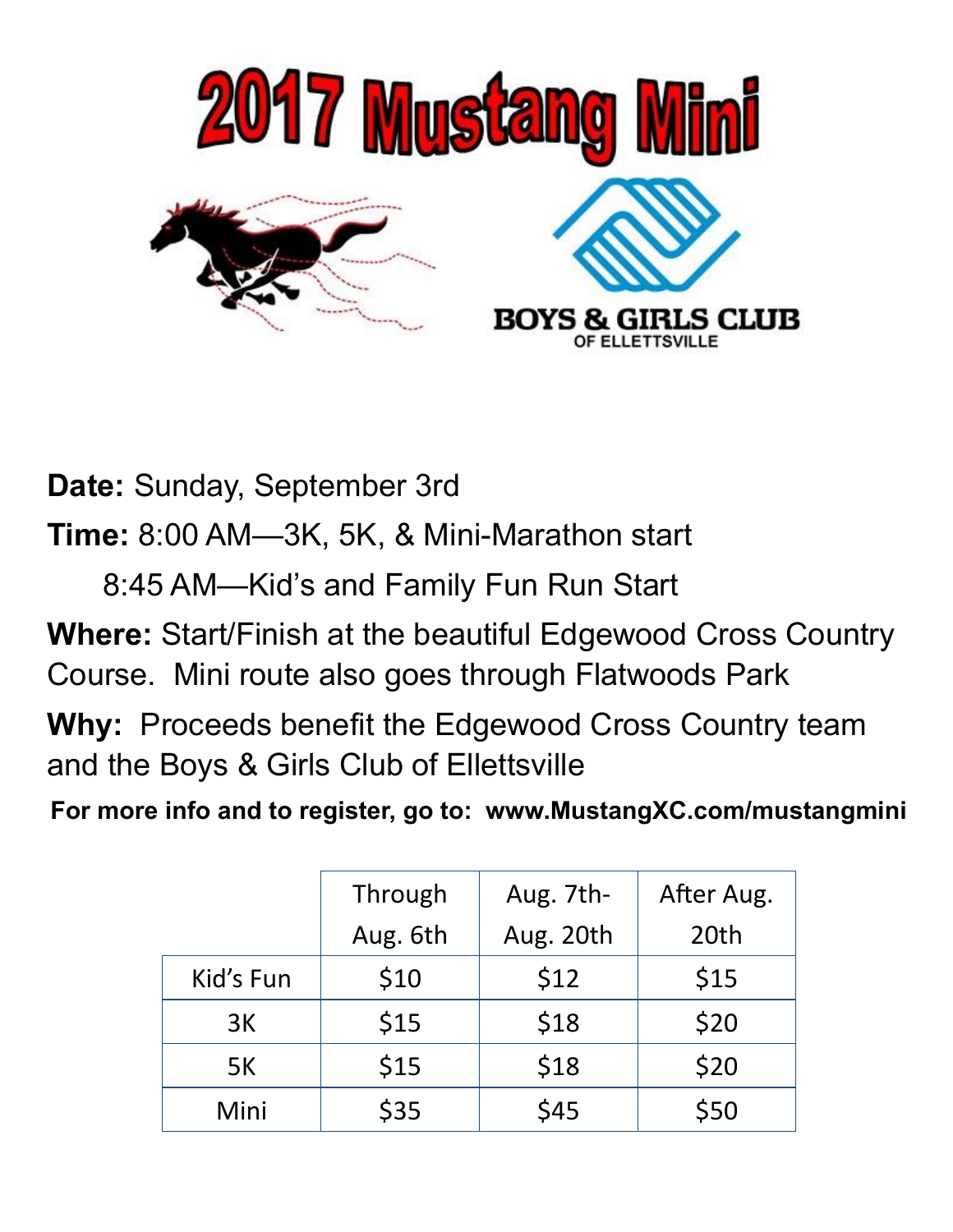# 2017 Mustang Mini

BOYS & GIRLS CLUB
OF ELLETTSVILLE

**Date:** Sunday, September 3rd

**Time:** 8:00 AM—3K, 5K, & Mini-Marathon start

8:45 AM—Kid's and Family Fun Run Start

**Where:** Start/Finish at the beautiful Edgewood Cross Country Course. Mini route also goes through Flatwoods Park

**Why:** Proceeds benefit the Edgewood Cross Country team and the Boys & Girls Club of Ellettsville

**For more info and to register, go to: www.MustangXC.com/mustangmini**

| | Through Aug. 6th | Aug. 7th-Aug. 20th | After Aug. 20th |
|---|---|---|---|
| Kid's Fun | $10 | $12 | $15 |
| 3K | $15 | $18 | $20 |
| 5K | $15 | $18 | $20 |
| Mini | $35 | $45 | $50 |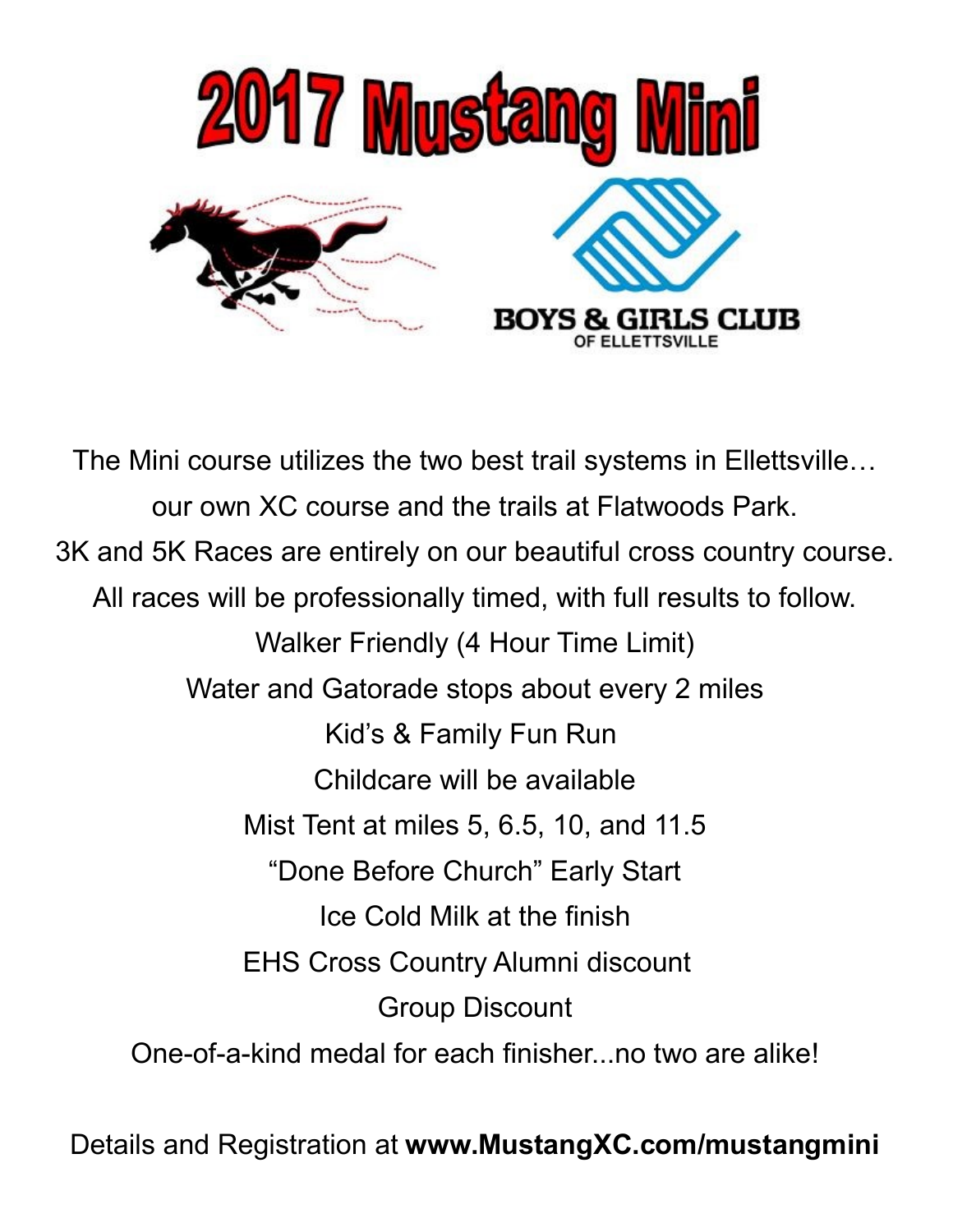# 2017 Mustang Mini

BOYS & GIRLS CLUB
OF ELLETTSVILLE

The Mini course utilizes the two best trail systems in Ellettsville…
our own XC course and the trails at Flatwoods Park.

3K and 5K Races are entirely on our beautiful cross country course.

All races will be professionally timed, with full results to follow.

Walker Friendly (4 Hour Time Limit)

Water and Gatorade stops about every 2 miles

Kid's & Family Fun Run

Childcare will be available

Mist Tent at miles 5, 6.5, 10, and 11.5

"Done Before Church" Early Start

Ice Cold Milk at the finish

EHS Cross Country Alumni discount

Group Discount

One-of-a-kind medal for each finisher...no two are alike!

Details and Registration at **www.MustangXC.com/mustangmini**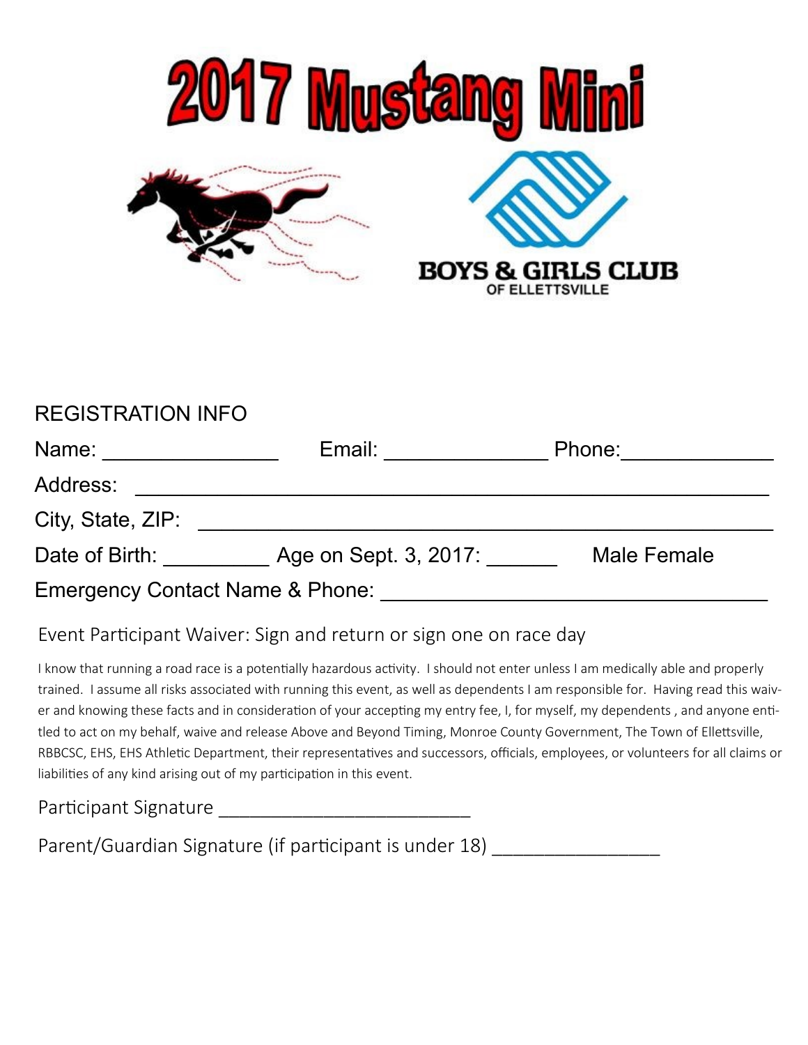# 2017 Mustang Mini

BOYS & GIRLS CLUB
OF ELLETTSVILLE

REGISTRATION INFO

Name: _______________ Email: ______________ Phone:_____________

Address: ________________________________________________________

City, State, ZIP: ________________________________________________

Date of Birth: _________ Age on Sept. 3, 2017: ______ Male Female

Emergency Contact Name & Phone: ________________________________

Event Participant Waiver: Sign and return or sign one on race day

I know that running a road race is a potentially hazardous activity. I should not enter unless I am medically able and properly trained. I assume all risks associated with running this event, as well as dependents I am responsible for. Having read this waiver and knowing these facts and in consideration of your accepting my entry fee, I, for myself, my dependents , and anyone entitled to act on my behalf, waive and release Above and Beyond Timing, Monroe County Government, The Town of Ellettsville, RBBCSC, EHS, EHS Athletic Department, their representatives and successors, officials, employees, or volunteers for all claims or liabilities of any kind arising out of my participation in this event.

Participant Signature ________________________

Parent/Guardian Signature (if participant is under 18) ________________